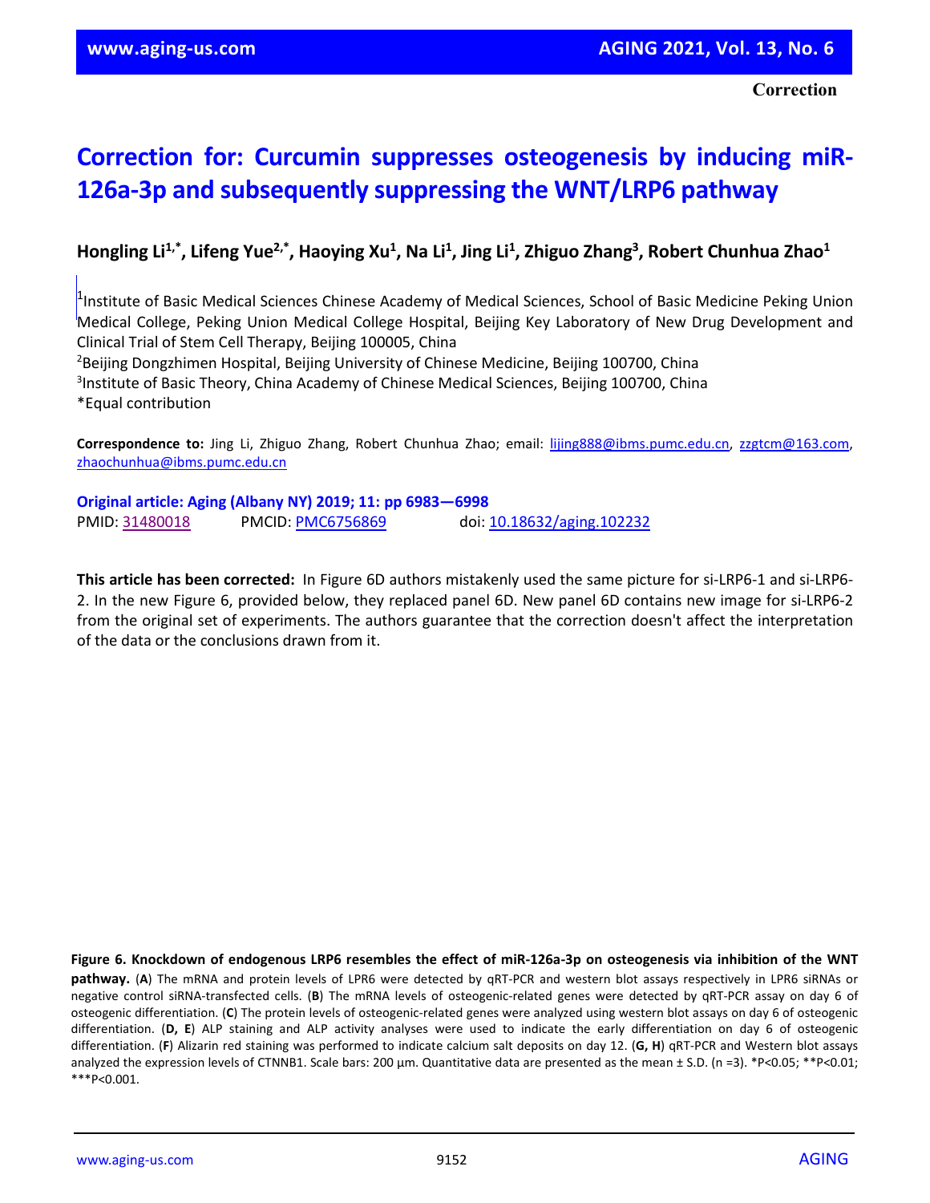**Correction**

# Correction for: Curcumin suppresses osteogenesis by inducing miR-126a-3p and subsequently suppressing the WNT/LRP6 pathway

**Hongling Li[1,*], Lifeng Yue[2,*], Haoying Xu[1], Na Li[1], Jing Li[1], Zhiguo Zhang[3], Robert Chunhua Zhao[1]**

[1]Institute of Basic Medical Sciences Chinese Academy of Medical Sciences, School of Basic Medicine Peking Union Medical College, Peking Union Medical College Hospital, Beijing Key Laboratory of New Drug Development and Clinical Trial of Stem Cell Therapy, Beijing 100005, China
[2]Beijing Dongzhimen Hospital, Beijing University of Chinese Medicine, Beijing 100700, China
[3]Institute of Basic Theory, China Academy of Chinese Medical Sciences, Beijing 100700, China
*Equal contribution

**Correspondence to:** Jing Li, Zhiguo Zhang, Robert Chunhua Zhao; email: lijing888@ibms.pumc.edu.cn, zzgtcm@163.com, zhaochunhua@ibms.pumc.edu.cn

**Original article: Aging (Albany NY) 2019; 11: pp 6983—6998**
PMID: 31480018 PMCID: PMC6756869 doi: 10.18632/aging.102232

**This article has been corrected:** In Figure 6D authors mistakenly used the same picture for si-LRP6-1 and si-LRP6-2. In the new Figure 6, provided below, they replaced panel 6D. New panel 6D contains new image for si-LRP6-2 from the original set of experiments. The authors guarantee that the correction doesn't affect the interpretation of the data or the conclusions drawn from it.

**Figure 6. Knockdown of endogenous LRP6 resembles the effect of miR-126a-3p on osteogenesis via inhibition of the WNT pathway.** (**A**) The mRNA and protein levels of LPR6 were detected by qRT-PCR and western blot assays respectively in LPR6 siRNAs or negative control siRNA-transfected cells. (**B**) The mRNA levels of osteogenic-related genes were detected by qRT-PCR assay on day 6 of osteogenic differentiation. (**C**) The protein levels of osteogenic-related genes were analyzed using western blot assays on day 6 of osteogenic differentiation. (**D, E**) ALP staining and ALP activity analyses were used to indicate the early differentiation on day 6 of osteogenic differentiation. (**F**) Alizarin red staining was performed to indicate calcium salt deposits on day 12. (**G, H**) qRT-PCR and Western blot assays analyzed the expression levels of CTNNB1. Scale bars: 200 μm. Quantitative data are presented as the mean ± S.D. (n =3). *P<0.05; **P<0.01; ***P<0.001.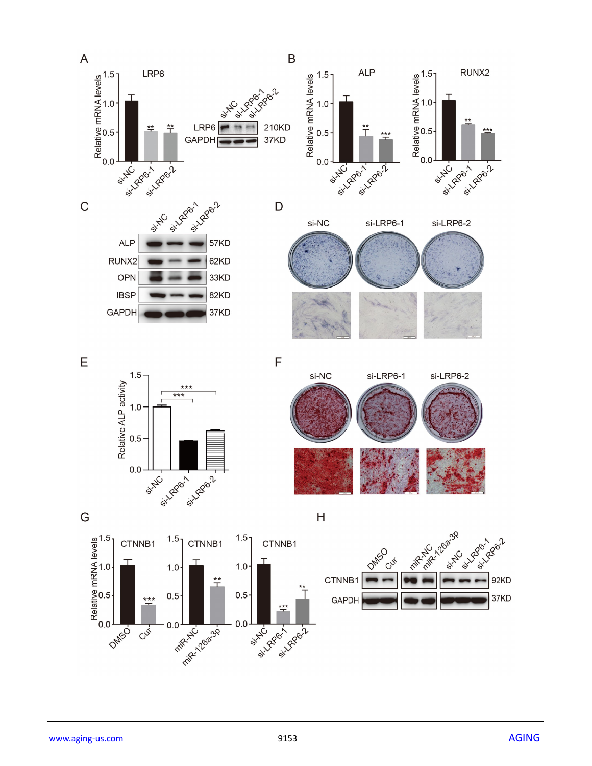A

LRP6

Relative mRNA levels

1.5
1.0
0.5
0.0

**
**

si-NC
si-LRP6-1
si-LRP6-2

si-NC si-LRP6-1 si-LRP6-2

LRP6 210KD
GAPDH 37KD

B

ALP

Relative mRNA levels

1.5
1.0
0.5
0.0

**
***

si-NC
si-LRP6-1
si-LRP6-2

RUNX2

Relative mRNA levels

1.5
1.0
0.5
0.0

**
***

si-NC
si-LRP6-1
si-LRP6-2

C

si-NC si-LRP6-1 si-LRP6-2

ALP 57KD
RUNX2 62KD
OPN 33KD
IBSP 82KD
GAPDH 37KD

D

si-NC si-LRP6-1 si-LRP6-2

E

Relative ALP activity

1.5
1.0
0.5
0.0

***
***

si-NC
si-LRP6-1
si-LRP6-2

F

si-NC si-LRP6-1 si-LRP6-2

G

CTNNB1

Relative mRNA levels

1.5
1.0
0.5
0.0

***

DMSO
Cur

CTNNB1

1.5
1.0
0.5
0.0

**

miR-NC
miR-126a-3p

CTNNB1

1.5
1.0
0.5
0.0

***
**

si-NC
si-LRP6-1
si-LRP6-2

H

DMSO Cur miR-NC miR-126a-3p si-NC si-LRP6-1 si-LRP6-2

CTNNB1 92KD
GAPDH 37KD